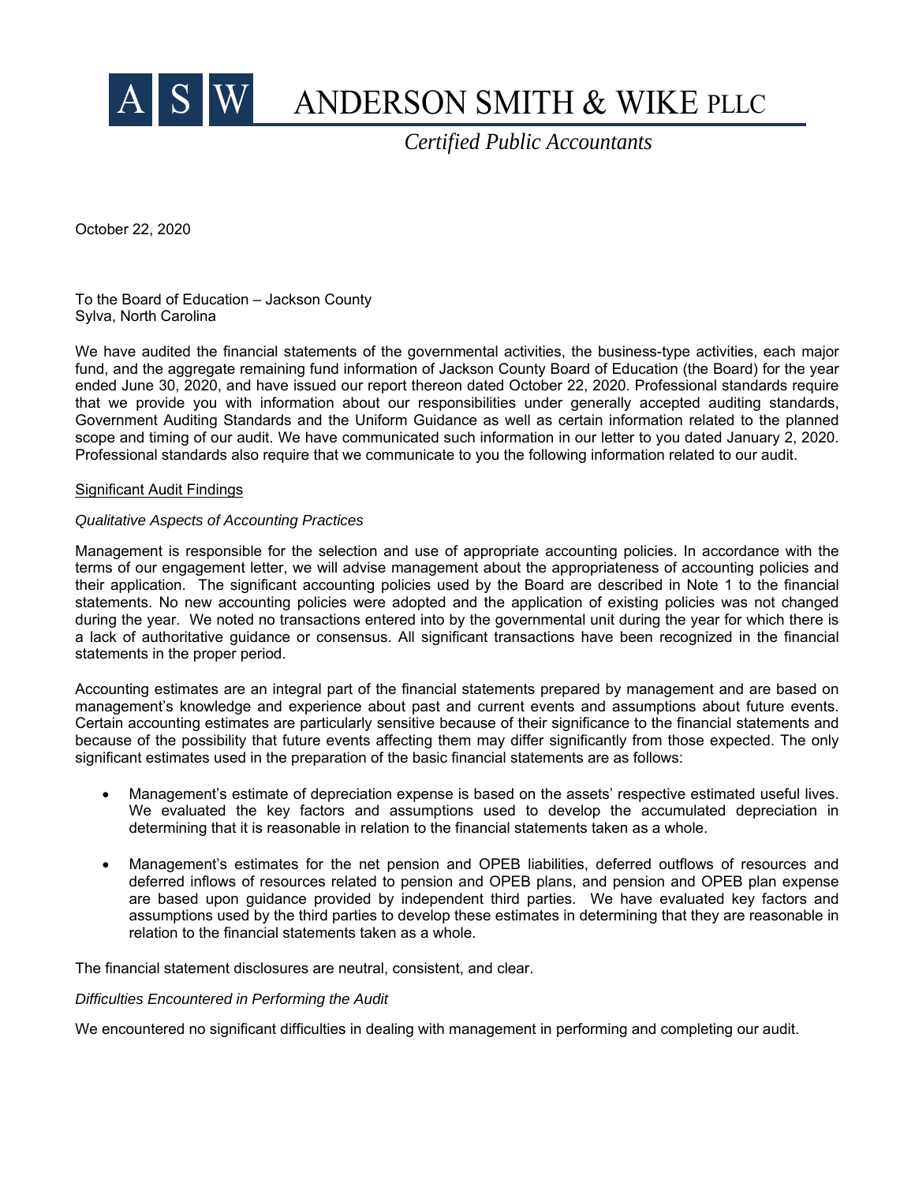# ANDERSON SMITH & WIKE PLLC

*Certified Public Accountants*

October 22, 2020

To the Board of Education – Jackson County
Sylva, North Carolina

We have audited the financial statements of the governmental activities, the business-type activities, each major fund, and the aggregate remaining fund information of Jackson County Board of Education (the Board) for the year ended June 30, 2020, and have issued our report thereon dated October 22, 2020. Professional standards require that we provide you with information about our responsibilities under generally accepted auditing standards, Government Auditing Standards and the Uniform Guidance as well as certain information related to the planned scope and timing of our audit. We have communicated such information in our letter to you dated January 2, 2020. Professional standards also require that we communicate to you the following information related to our audit.

## Significant Audit Findings

*Qualitative Aspects of Accounting Practices*

Management is responsible for the selection and use of appropriate accounting policies. In accordance with the terms of our engagement letter, we will advise management about the appropriateness of accounting policies and their application. The significant accounting policies used by the Board are described in Note 1 to the financial statements. No new accounting policies were adopted and the application of existing policies was not changed during the year. We noted no transactions entered into by the governmental unit during the year for which there is a lack of authoritative guidance or consensus. All significant transactions have been recognized in the financial statements in the proper period.

Accounting estimates are an integral part of the financial statements prepared by management and are based on management's knowledge and experience about past and current events and assumptions about future events. Certain accounting estimates are particularly sensitive because of their significance to the financial statements and because of the possibility that future events affecting them may differ significantly from those expected. The only significant estimates used in the preparation of the basic financial statements are as follows:

- Management's estimate of depreciation expense is based on the assets' respective estimated useful lives. We evaluated the key factors and assumptions used to develop the accumulated depreciation in determining that it is reasonable in relation to the financial statements taken as a whole.

- Management's estimates for the net pension and OPEB liabilities, deferred outflows of resources and deferred inflows of resources related to pension and OPEB plans, and pension and OPEB plan expense are based upon guidance provided by independent third parties. We have evaluated key factors and assumptions used by the third parties to develop these estimates in determining that they are reasonable in relation to the financial statements taken as a whole.

The financial statement disclosures are neutral, consistent, and clear.

*Difficulties Encountered in Performing the Audit*

We encountered no significant difficulties in dealing with management in performing and completing our audit.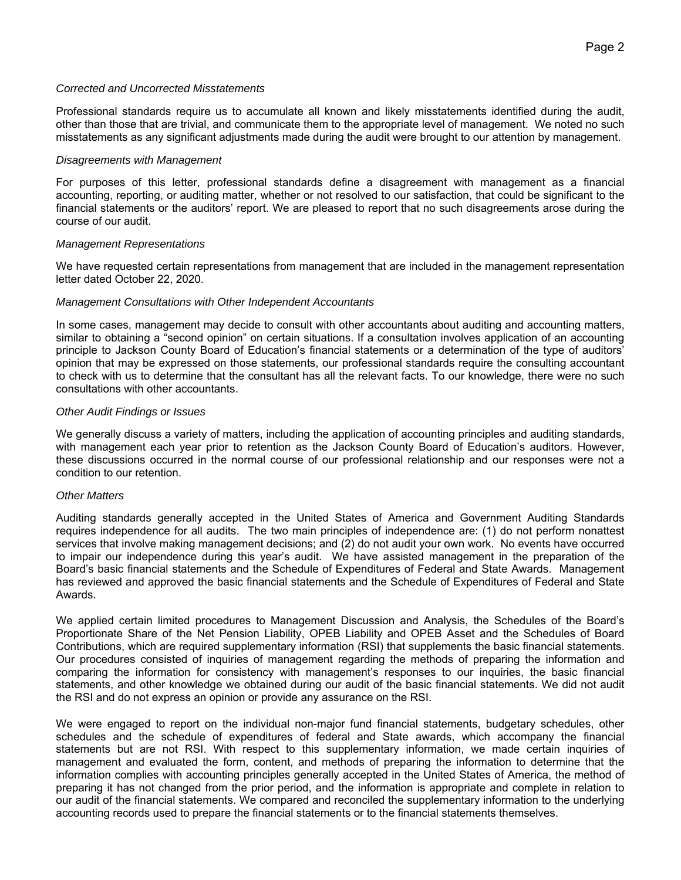*Corrected and Uncorrected Misstatements*

Professional standards require us to accumulate all known and likely misstatements identified during the audit, other than those that are trivial, and communicate them to the appropriate level of management. We noted no such misstatements as any significant adjustments made during the audit were brought to our attention by management.

*Disagreements with Management*

For purposes of this letter, professional standards define a disagreement with management as a financial accounting, reporting, or auditing matter, whether or not resolved to our satisfaction, that could be significant to the financial statements or the auditors' report. We are pleased to report that no such disagreements arose during the course of our audit.

*Management Representations*

We have requested certain representations from management that are included in the management representation letter dated October 22, 2020.

*Management Consultations with Other Independent Accountants*

In some cases, management may decide to consult with other accountants about auditing and accounting matters, similar to obtaining a "second opinion" on certain situations. If a consultation involves application of an accounting principle to Jackson County Board of Education's financial statements or a determination of the type of auditors' opinion that may be expressed on those statements, our professional standards require the consulting accountant to check with us to determine that the consultant has all the relevant facts. To our knowledge, there were no such consultations with other accountants.

*Other Audit Findings or Issues*

We generally discuss a variety of matters, including the application of accounting principles and auditing standards, with management each year prior to retention as the Jackson County Board of Education's auditors. However, these discussions occurred in the normal course of our professional relationship and our responses were not a condition to our retention.

*Other Matters*

Auditing standards generally accepted in the United States of America and Government Auditing Standards requires independence for all audits. The two main principles of independence are: (1) do not perform nonattest services that involve making management decisions; and (2) do not audit your own work. No events have occurred to impair our independence during this year's audit. We have assisted management in the preparation of the Board's basic financial statements and the Schedule of Expenditures of Federal and State Awards. Management has reviewed and approved the basic financial statements and the Schedule of Expenditures of Federal and State Awards.

We applied certain limited procedures to Management Discussion and Analysis, the Schedules of the Board's Proportionate Share of the Net Pension Liability, OPEB Liability and OPEB Asset and the Schedules of Board Contributions, which are required supplementary information (RSI) that supplements the basic financial statements. Our procedures consisted of inquiries of management regarding the methods of preparing the information and comparing the information for consistency with management's responses to our inquiries, the basic financial statements, and other knowledge we obtained during our audit of the basic financial statements. We did not audit the RSI and do not express an opinion or provide any assurance on the RSI.

We were engaged to report on the individual non-major fund financial statements, budgetary schedules, other schedules and the schedule of expenditures of federal and State awards, which accompany the financial statements but are not RSI. With respect to this supplementary information, we made certain inquiries of management and evaluated the form, content, and methods of preparing the information to determine that the information complies with accounting principles generally accepted in the United States of America, the method of preparing it has not changed from the prior period, and the information is appropriate and complete in relation to our audit of the financial statements. We compared and reconciled the supplementary information to the underlying accounting records used to prepare the financial statements or to the financial statements themselves.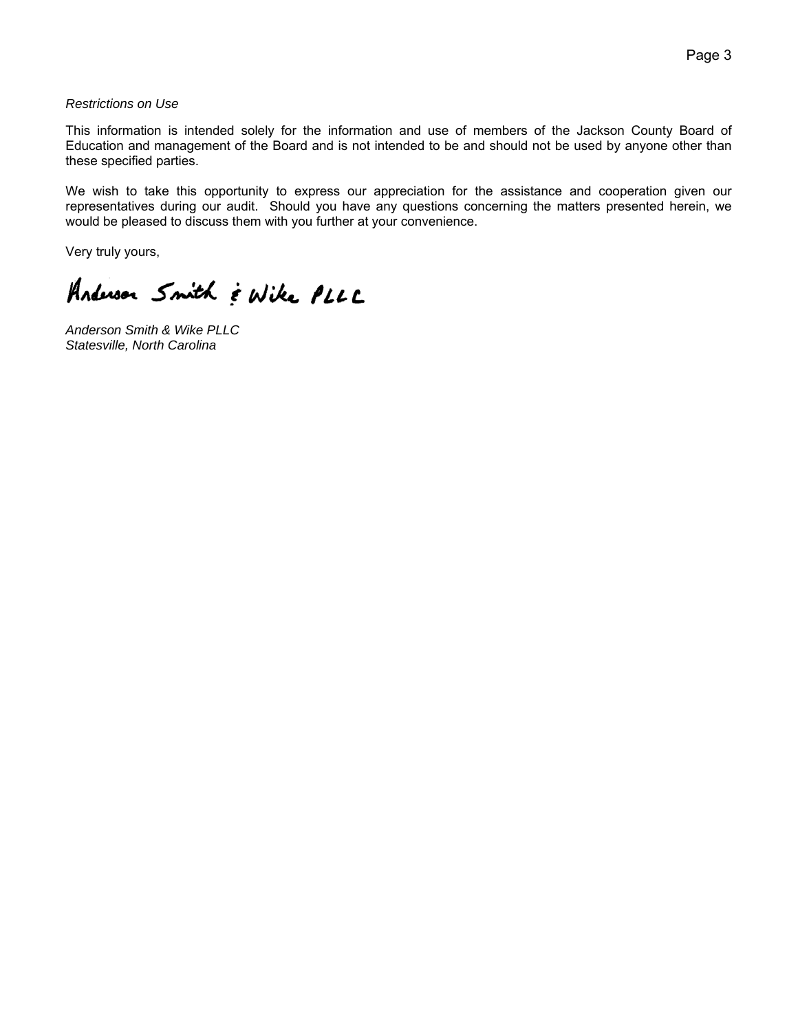*Restrictions on Use*

This information is intended solely for the information and use of members of the Jackson County Board of Education and management of the Board and is not intended to be and should not be used by anyone other than these specified parties.

We wish to take this opportunity to express our appreciation for the assistance and cooperation given our representatives during our audit. Should you have any questions concerning the matters presented herein, we would be pleased to discuss them with you further at your convenience.

Very truly yours,

Anderson Smith & Wike PLLC

*Anderson Smith & Wike PLLC*
*Statesville, North Carolina*